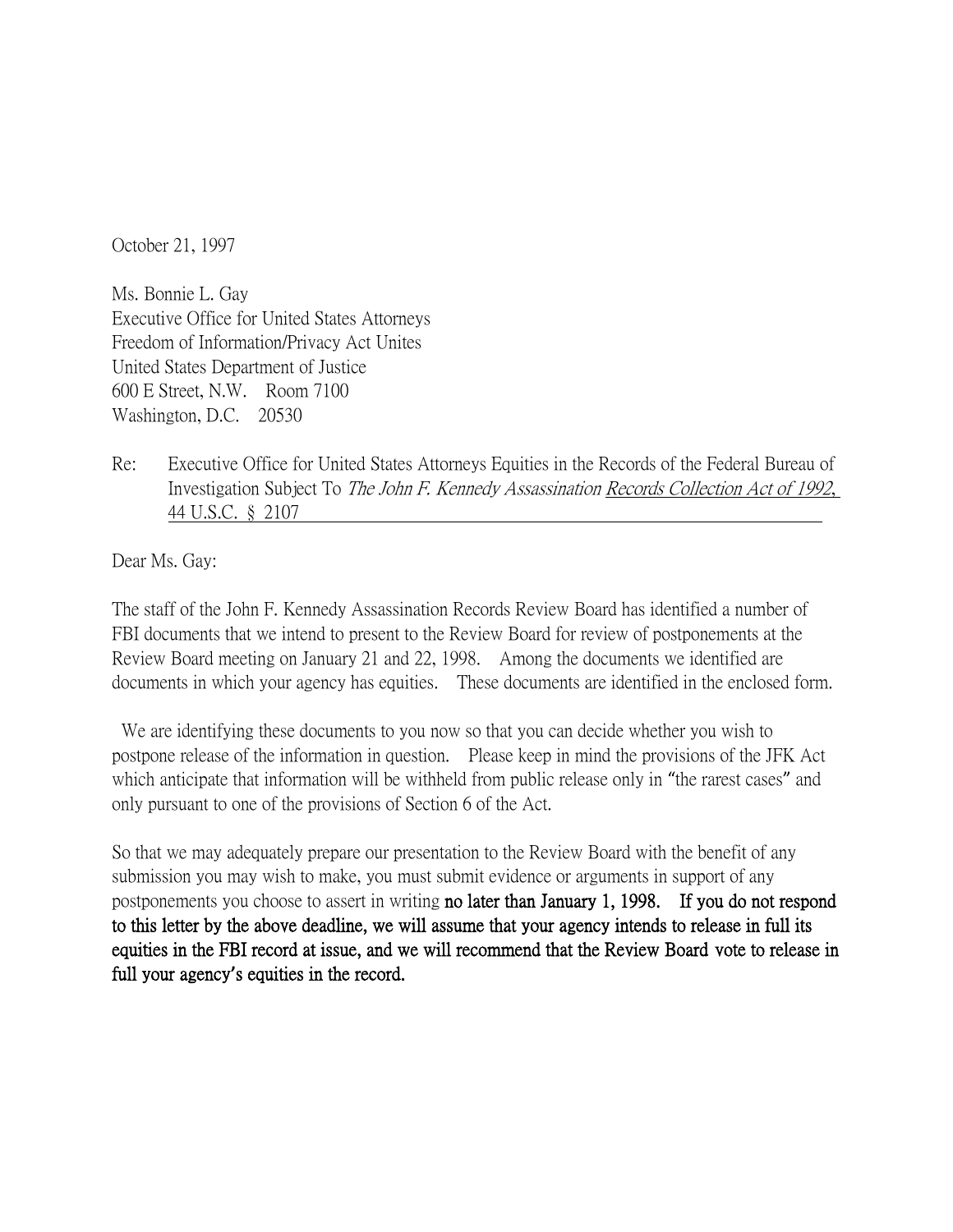October 21, 1997

Ms. Bonnie L. Gay  
Executive Office for United States Attorneys  
Freedom of Information/Privacy Act Unites  
United States Department of Justice  
600 E Street, N.W. Room 7100  
Washington, D.C. 20530

Re: Executive Office for United States Attorneys Equities in the Records of the Federal Bureau of Investigation Subject To *The John F. Kennedy Assassination* Records Collection Act of 1992, 44 U.S.C. § 2107

Dear Ms. Gay:

The staff of the John F. Kennedy Assassination Records Review Board has identified a number of FBI documents that we intend to present to the Review Board for review of postponements at the Review Board meeting on January 21 and 22, 1998. Among the documents we identified are documents in which your agency has equities. These documents are identified in the enclosed form.

We are identifying these documents to you now so that you can decide whether you wish to postpone release of the information in question. Please keep in mind the provisions of the JFK Act which anticipate that information will be withheld from public release only in "the rarest cases" and only pursuant to one of the provisions of Section 6 of the Act.

So that we may adequately prepare our presentation to the Review Board with the benefit of any submission you may wish to make, you must submit evidence or arguments in support of any postponements you choose to assert in writing **no later than January 1, 1998. If you do not respond to this letter by the above deadline, we will assume that your agency intends to release in full its equities in the FBI record at issue, and we will recommend that the Review Board vote to release in full your agency's equities in the record.**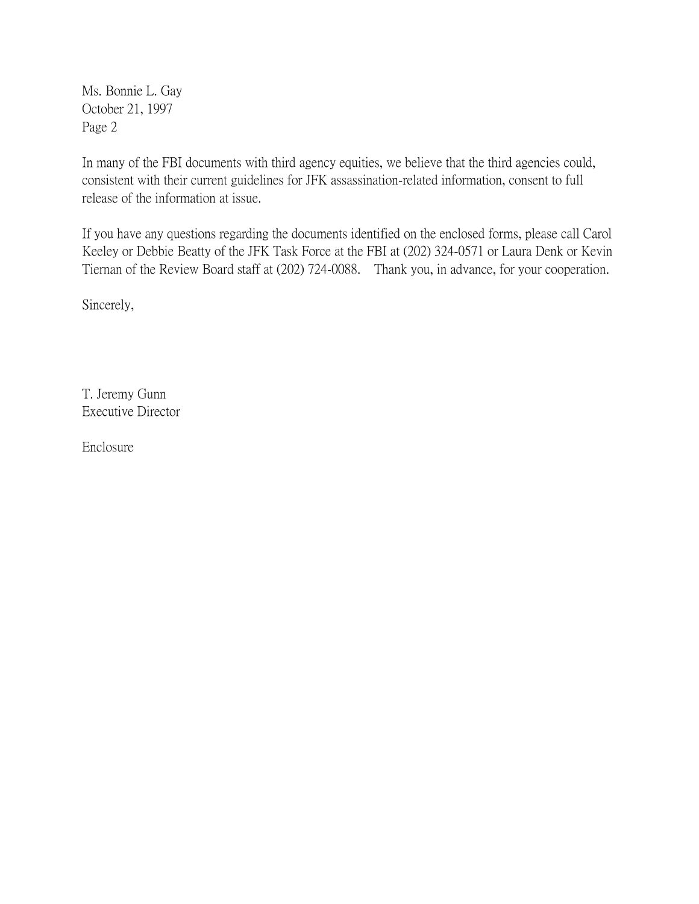Ms. Bonnie L. Gay
October 21, 1997
Page 2

In many of the FBI documents with third agency equities, we believe that the third agencies could, consistent with their current guidelines for JFK assassination-related information, consent to full release of the information at issue.

If you have any questions regarding the documents identified on the enclosed forms, please call Carol Keeley or Debbie Beatty of the JFK Task Force at the FBI at (202) 324-0571 or Laura Denk or Kevin Tiernan of the Review Board staff at (202) 724-0088. Thank you, in advance, for your cooperation.

Sincerely,

T. Jeremy Gunn
Executive Director

Enclosure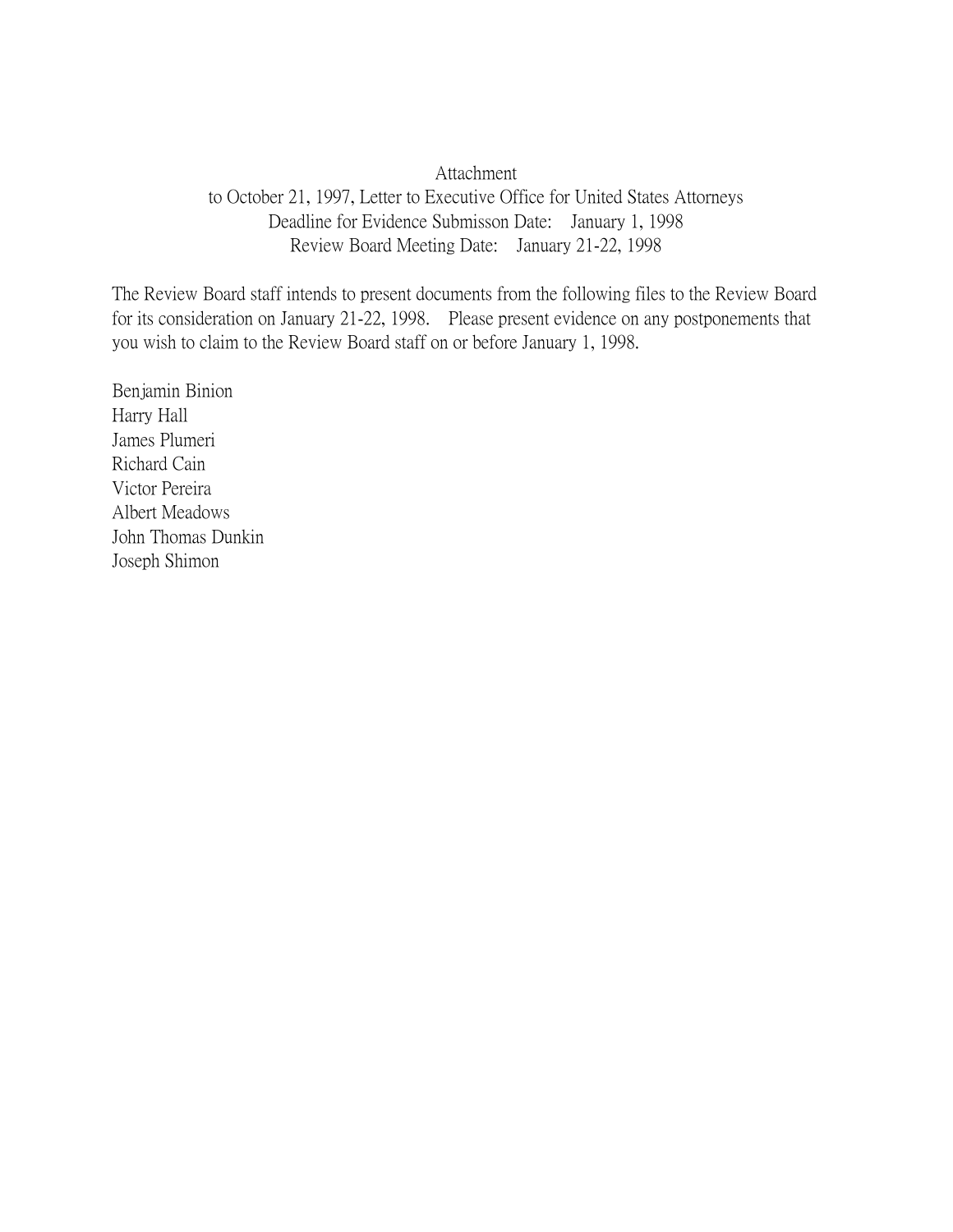Attachment
to October 21, 1997, Letter to Executive Office for United States Attorneys
Deadline for Evidence Submisson Date: January 1, 1998
Review Board Meeting Date: January 21-22, 1998

The Review Board staff intends to present documents from the following files to the Review Board for its consideration on January 21-22, 1998. Please present evidence on any postponements that you wish to claim to the Review Board staff on or before January 1, 1998.

Benjamin Binion
Harry Hall
James Plumeri
Richard Cain
Victor Pereira
Albert Meadows
John Thomas Dunkin
Joseph Shimon